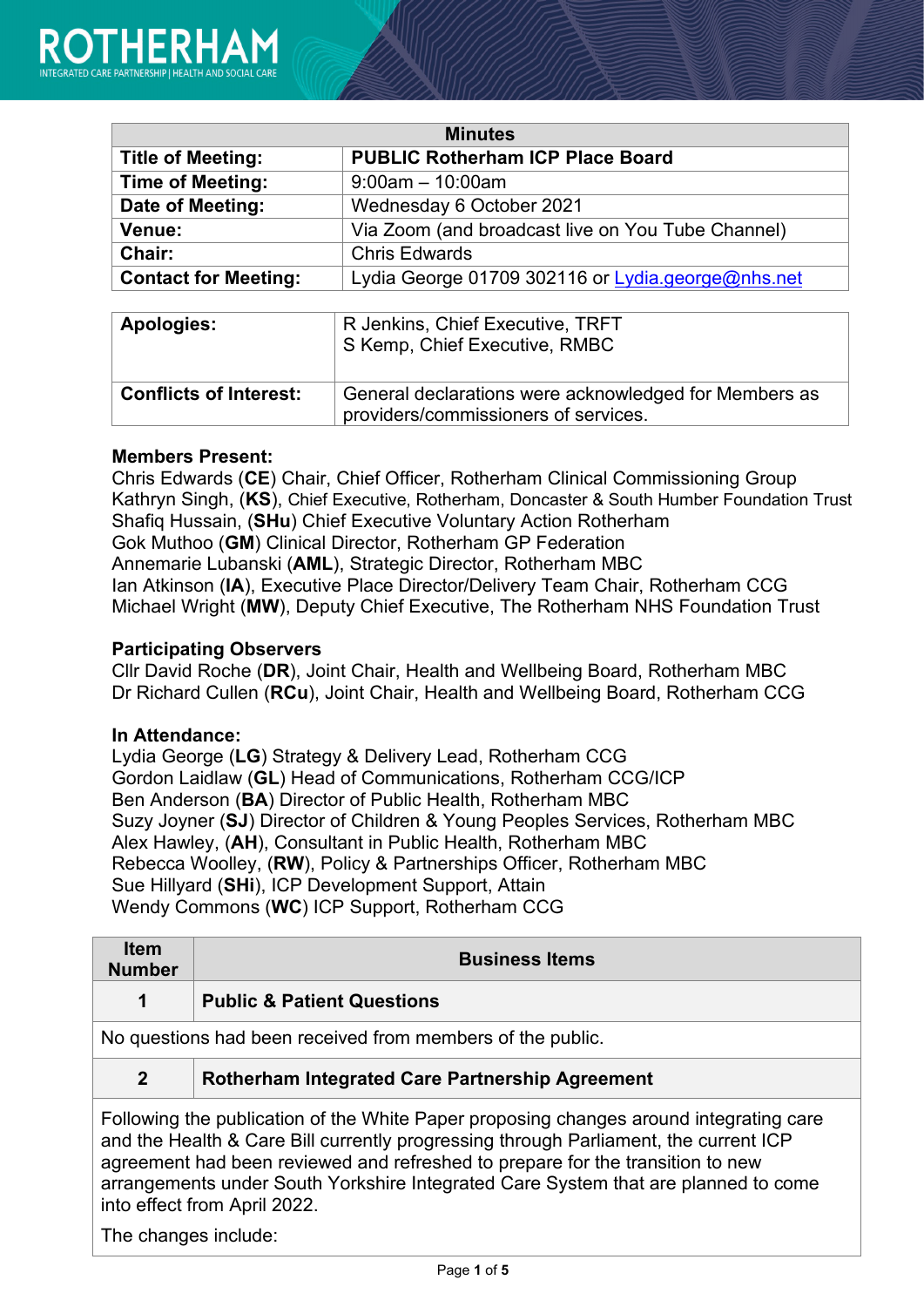| Minutes | |
|---|---|
| **Title of Meeting:** | **PUBLIC Rotherham ICP Place Board** |
| **Time of Meeting:** | 9:00am – 10:00am |
| **Date of Meeting:** | Wednesday 6 October 2021 |
| **Venue:** | Via Zoom (and broadcast live on You Tube Channel) |
| **Chair:** | Chris Edwards |
| **Contact for Meeting:** | Lydia George 01709 302116 or Lydia.george@nhs.net |

| | |
|---|---|
| **Apologies:** | R Jenkins, Chief Executive, TRFT<br>S Kemp, Chief Executive, RMBC |
| **Conflicts of Interest:** | General declarations were acknowledged for Members as providers/commissioners of services. |

**Members Present:**

Chris Edwards (**CE**) Chair, Chief Officer, Rotherham Clinical Commissioning Group
Kathryn Singh, (**KS**), Chief Executive, Rotherham, Doncaster & South Humber Foundation Trust
Shafiq Hussain, (**SHu**) Chief Executive Voluntary Action Rotherham
Gok Muthoo (**GM**) Clinical Director, Rotherham GP Federation
Annemarie Lubanski (**AML**), Strategic Director, Rotherham MBC
Ian Atkinson (**IA**), Executive Place Director/Delivery Team Chair, Rotherham CCG
Michael Wright (**MW**), Deputy Chief Executive, The Rotherham NHS Foundation Trust

**Participating Observers**

Cllr David Roche (**DR**), Joint Chair, Health and Wellbeing Board, Rotherham MBC
Dr Richard Cullen (**RCu**), Joint Chair, Health and Wellbeing Board, Rotherham CCG

**In Attendance:**

Lydia George (**LG**) Strategy & Delivery Lead, Rotherham CCG
Gordon Laidlaw (**GL**) Head of Communications, Rotherham CCG/ICP
Ben Anderson (**BA**) Director of Public Health, Rotherham MBC
Suzy Joyner (**SJ**) Director of Children & Young Peoples Services, Rotherham MBC
Alex Hawley, (**AH**), Consultant in Public Health, Rotherham MBC
Rebecca Woolley, (**RW**), Policy & Partnerships Officer, Rotherham MBC
Sue Hillyard (**SHi**), ICP Development Support, Attain
Wendy Commons (**WC**) ICP Support, Rotherham CCG

| Item Number | Business Items |
|---|---|
| **1** | **Public & Patient Questions** |
| No questions had been received from members of the public. | |
| **2** | **Rotherham Integrated Care Partnership Agreement** |
| Following the publication of the White Paper proposing changes around integrating care and the Health & Care Bill currently progressing through Parliament, the current ICP agreement had been reviewed and refreshed to prepare for the transition to new arrangements under South Yorkshire Integrated Care System that are planned to come into effect from April 2022.<br><br>The changes include: | |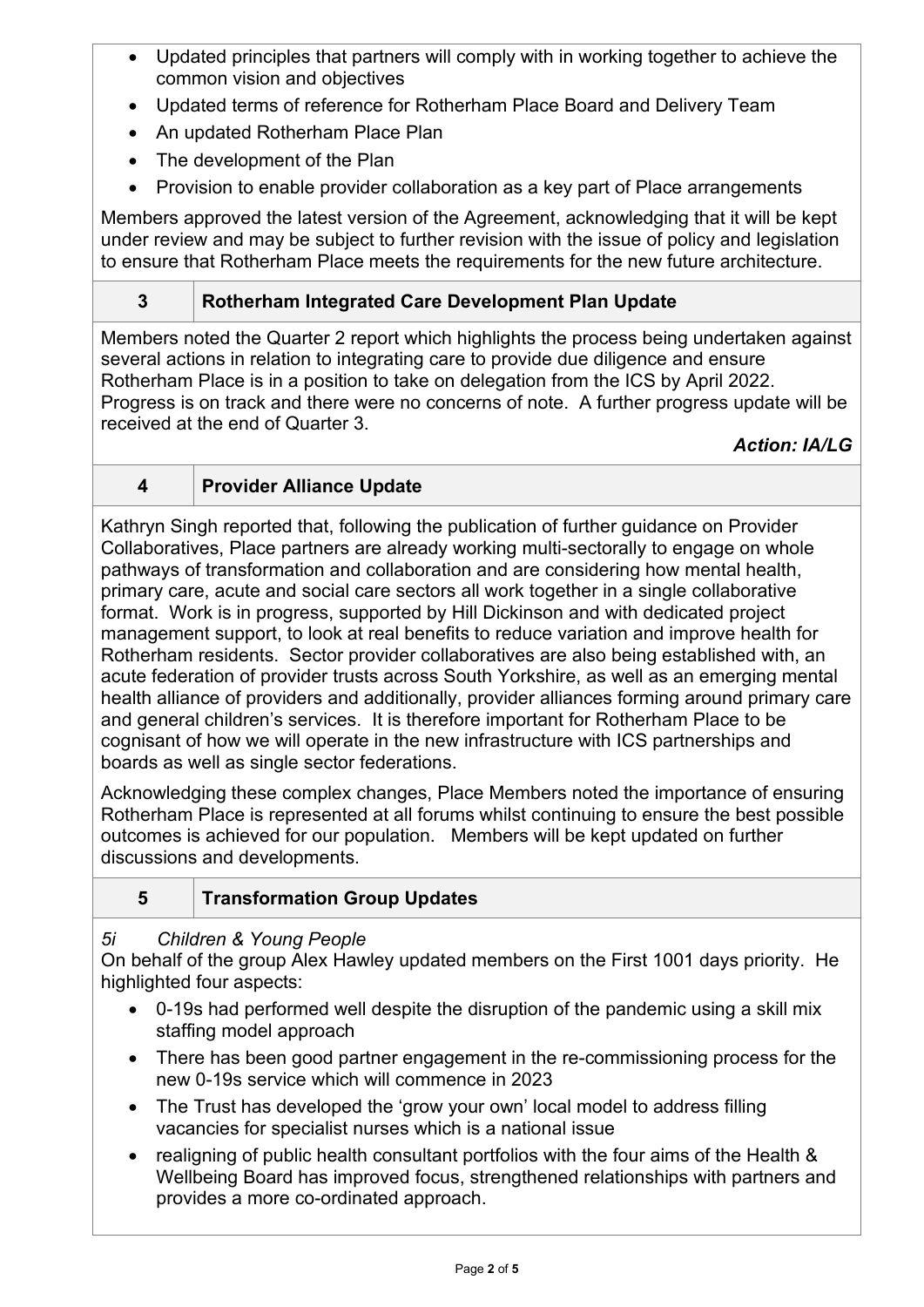- Updated principles that partners will comply with in working together to achieve the common vision and objectives
- Updated terms of reference for Rotherham Place Board and Delivery Team
- An updated Rotherham Place Plan
- The development of the Plan
- Provision to enable provider collaboration as a key part of Place arrangements

Members approved the latest version of the Agreement, acknowledging that it will be kept under review and may be subject to further revision with the issue of policy and legislation to ensure that Rotherham Place meets the requirements for the new future architecture.

## 3 Rotherham Integrated Care Development Plan Update

Members noted the Quarter 2 report which highlights the process being undertaken against several actions in relation to integrating care to provide due diligence and ensure Rotherham Place is in a position to take on delegation from the ICS by April 2022. Progress is on track and there were no concerns of note. A further progress update will be received at the end of Quarter 3.

***Action: IA/LG***

## 4 Provider Alliance Update

Kathryn Singh reported that, following the publication of further guidance on Provider Collaboratives, Place partners are already working multi-sectorally to engage on whole pathways of transformation and collaboration and are considering how mental health, primary care, acute and social care sectors all work together in a single collaborative format. Work is in progress, supported by Hill Dickinson and with dedicated project management support, to look at real benefits to reduce variation and improve health for Rotherham residents. Sector provider collaboratives are also being established with, an acute federation of provider trusts across South Yorkshire, as well as an emerging mental health alliance of providers and additionally, provider alliances forming around primary care and general children's services. It is therefore important for Rotherham Place to be cognisant of how we will operate in the new infrastructure with ICS partnerships and boards as well as single sector federations.

Acknowledging these complex changes, Place Members noted the importance of ensuring Rotherham Place is represented at all forums whilst continuing to ensure the best possible outcomes is achieved for our population. Members will be kept updated on further discussions and developments.

## 5 Transformation Group Updates

*5i Children & Young People*

On behalf of the group Alex Hawley updated members on the First 1001 days priority. He highlighted four aspects:

- 0-19s had performed well despite the disruption of the pandemic using a skill mix staffing model approach
- There has been good partner engagement in the re-commissioning process for the new 0-19s service which will commence in 2023
- The Trust has developed the 'grow your own' local model to address filling vacancies for specialist nurses which is a national issue
- realigning of public health consultant portfolios with the four aims of the Health & Wellbeing Board has improved focus, strengthened relationships with partners and provides a more co-ordinated approach.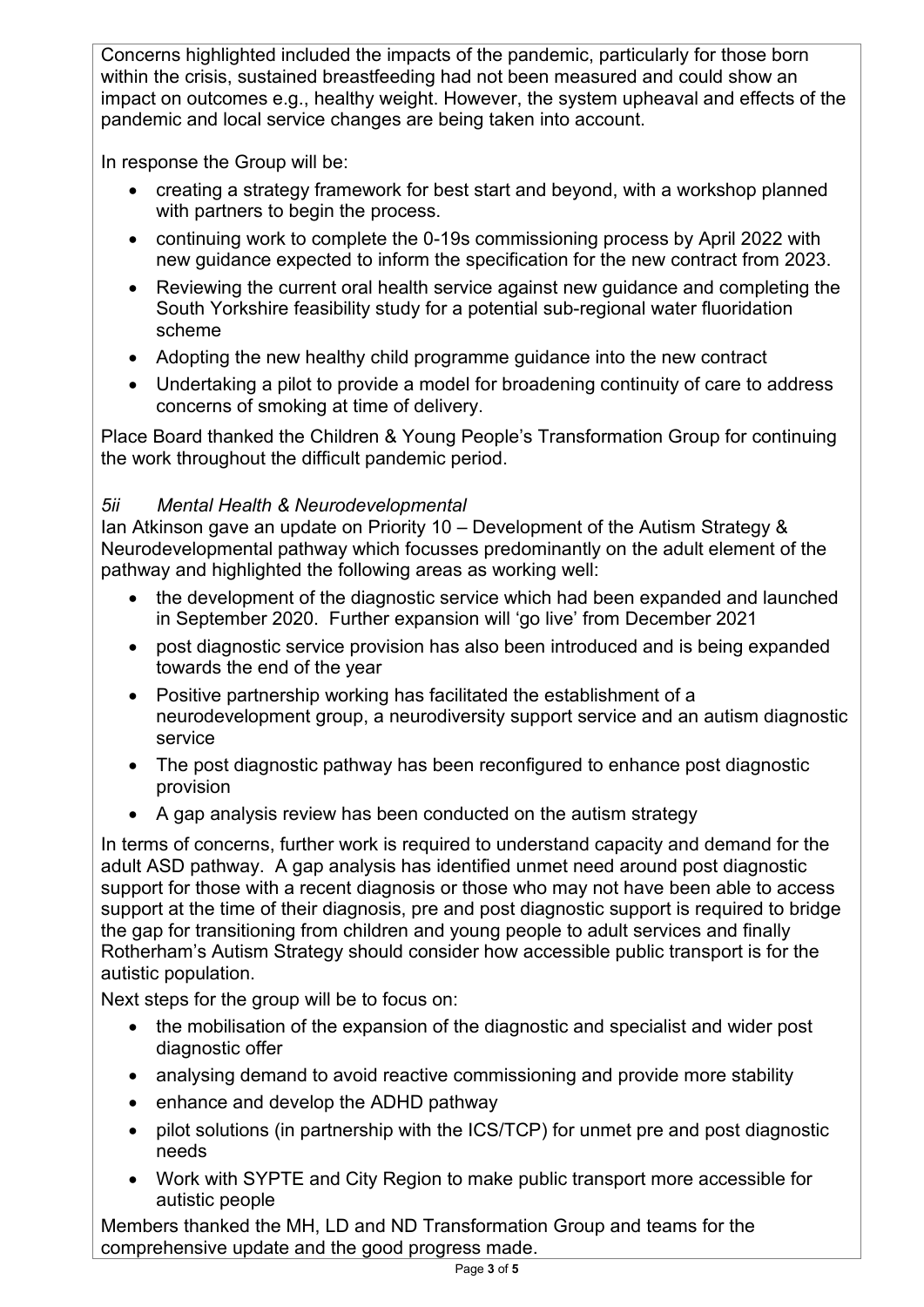Concerns highlighted included the impacts of the pandemic, particularly for those born within the crisis, sustained breastfeeding had not been measured and could show an impact on outcomes e.g., healthy weight. However, the system upheaval and effects of the pandemic and local service changes are being taken into account.

In response the Group will be:

- creating a strategy framework for best start and beyond, with a workshop planned with partners to begin the process.
- continuing work to complete the 0-19s commissioning process by April 2022 with new guidance expected to inform the specification for the new contract from 2023.
- Reviewing the current oral health service against new guidance and completing the South Yorkshire feasibility study for a potential sub-regional water fluoridation scheme
- Adopting the new healthy child programme guidance into the new contract
- Undertaking a pilot to provide a model for broadening continuity of care to address concerns of smoking at time of delivery.

Place Board thanked the Children & Young People's Transformation Group for continuing the work throughout the difficult pandemic period.

*5ii Mental Health & Neurodevelopmental*

Ian Atkinson gave an update on Priority 10 – Development of the Autism Strategy & Neurodevelopmental pathway which focusses predominantly on the adult element of the pathway and highlighted the following areas as working well:

- the development of the diagnostic service which had been expanded and launched in September 2020. Further expansion will 'go live' from December 2021
- post diagnostic service provision has also been introduced and is being expanded towards the end of the year
- Positive partnership working has facilitated the establishment of a neurodevelopment group, a neurodiversity support service and an autism diagnostic service
- The post diagnostic pathway has been reconfigured to enhance post diagnostic provision
- A gap analysis review has been conducted on the autism strategy

In terms of concerns, further work is required to understand capacity and demand for the adult ASD pathway. A gap analysis has identified unmet need around post diagnostic support for those with a recent diagnosis or those who may not have been able to access support at the time of their diagnosis, pre and post diagnostic support is required to bridge the gap for transitioning from children and young people to adult services and finally Rotherham's Autism Strategy should consider how accessible public transport is for the autistic population.

Next steps for the group will be to focus on:

- the mobilisation of the expansion of the diagnostic and specialist and wider post diagnostic offer
- analysing demand to avoid reactive commissioning and provide more stability
- enhance and develop the ADHD pathway
- pilot solutions (in partnership with the ICS/TCP) for unmet pre and post diagnostic needs
- Work with SYPTE and City Region to make public transport more accessible for autistic people

Members thanked the MH, LD and ND Transformation Group and teams for the comprehensive update and the good progress made.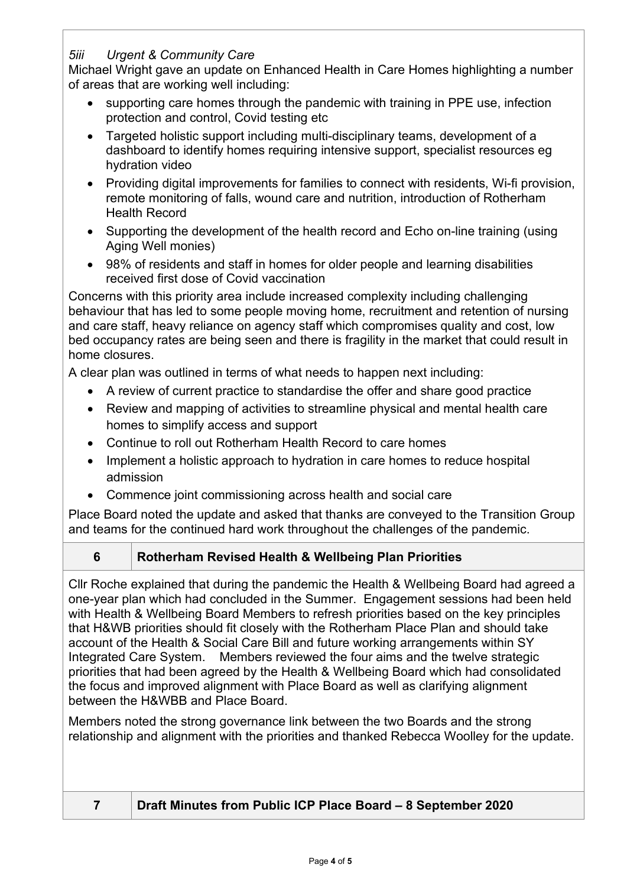*5iii Urgent & Community Care*

Michael Wright gave an update on Enhanced Health in Care Homes highlighting a number of areas that are working well including:

- supporting care homes through the pandemic with training in PPE use, infection protection and control, Covid testing etc
- Targeted holistic support including multi-disciplinary teams, development of a dashboard to identify homes requiring intensive support, specialist resources eg hydration video
- Providing digital improvements for families to connect with residents, Wi-fi provision, remote monitoring of falls, wound care and nutrition, introduction of Rotherham Health Record
- Supporting the development of the health record and Echo on-line training (using Aging Well monies)
- 98% of residents and staff in homes for older people and learning disabilities received first dose of Covid vaccination

Concerns with this priority area include increased complexity including challenging behaviour that has led to some people moving home, recruitment and retention of nursing and care staff, heavy reliance on agency staff which compromises quality and cost, low bed occupancy rates are being seen and there is fragility in the market that could result in home closures.

A clear plan was outlined in terms of what needs to happen next including:

- A review of current practice to standardise the offer and share good practice
- Review and mapping of activities to streamline physical and mental health care homes to simplify access and support
- Continue to roll out Rotherham Health Record to care homes
- Implement a holistic approach to hydration in care homes to reduce hospital admission
- Commence joint commissioning across health and social care

Place Board noted the update and asked that thanks are conveyed to the Transition Group and teams for the continued hard work throughout the challenges of the pandemic.

| 6 | **Rotherham Revised Health & Wellbeing Plan Priorities** |
|---|---|

Cllr Roche explained that during the pandemic the Health & Wellbeing Board had agreed a one-year plan which had concluded in the Summer. Engagement sessions had been held with Health & Wellbeing Board Members to refresh priorities based on the key principles that H&WB priorities should fit closely with the Rotherham Place Plan and should take account of the Health & Social Care Bill and future working arrangements within SY Integrated Care System. Members reviewed the four aims and the twelve strategic priorities that had been agreed by the Health & Wellbeing Board which had consolidated the focus and improved alignment with Place Board as well as clarifying alignment between the H&WBB and Place Board.

Members noted the strong governance link between the two Boards and the strong relationship and alignment with the priorities and thanked Rebecca Woolley for the update.

| 7 | **Draft Minutes from Public ICP Place Board – 8 September 2020** |
|---|---|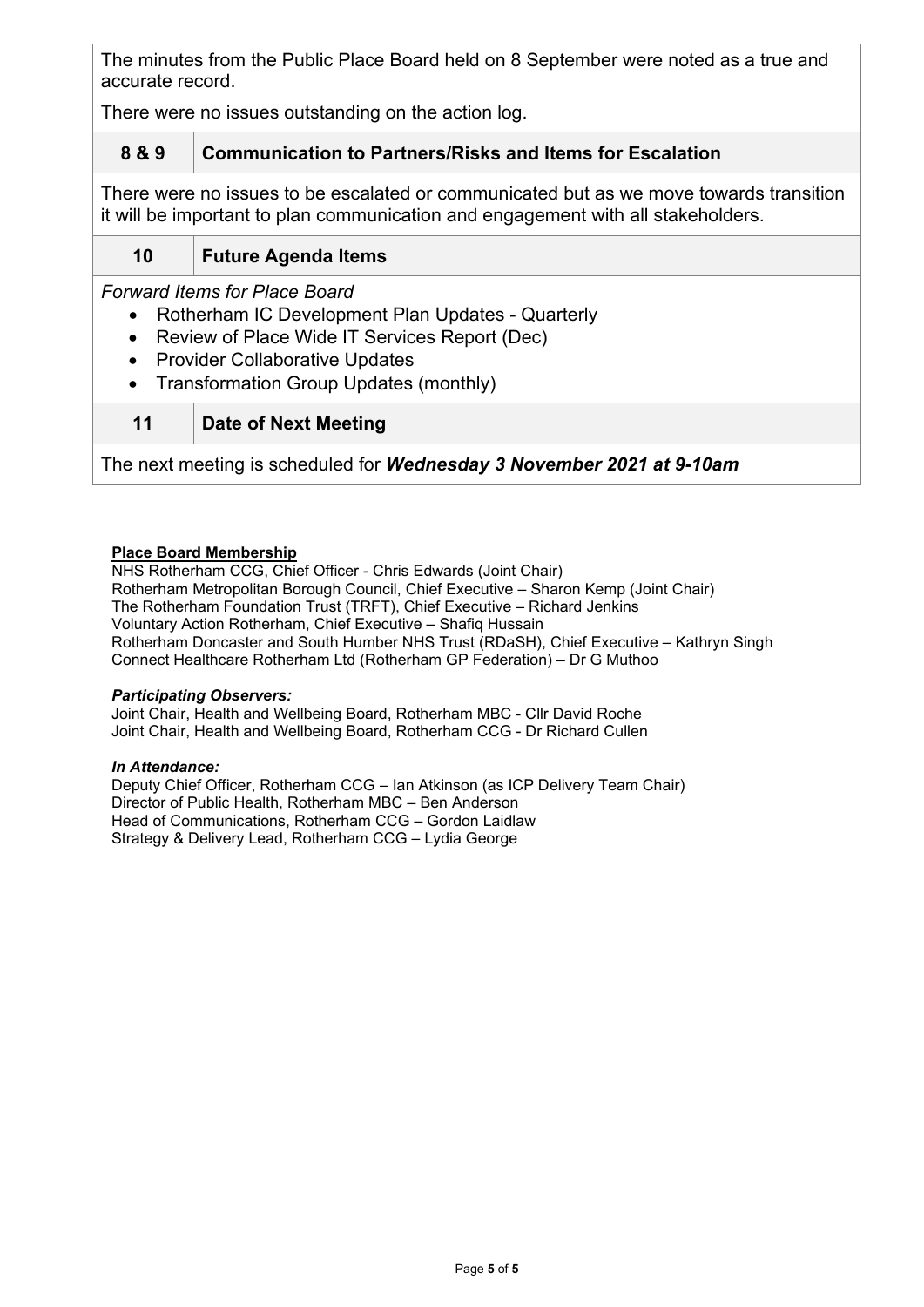The minutes from the Public Place Board held on 8 September were noted as a true and accurate record.

There were no issues outstanding on the action log.

| 8 & 9 | Communication to Partners/Risks and Items for Escalation |
|---|---|

There were no issues to be escalated or communicated but as we move towards transition it will be important to plan communication and engagement with all stakeholders.

| 10 | Future Agenda Items |
|---|---|

*Forward Items for Place Board*

- Rotherham IC Development Plan Updates - Quarterly
- Review of Place Wide IT Services Report (Dec)
- Provider Collaborative Updates
- Transformation Group Updates (monthly)

| 11 | Date of Next Meeting |
|---|---|

The next meeting is scheduled for ***Wednesday 3 November 2021 at 9-10am***

**Place Board Membership**

NHS Rotherham CCG, Chief Officer - Chris Edwards (Joint Chair)
Rotherham Metropolitan Borough Council, Chief Executive – Sharon Kemp (Joint Chair)
The Rotherham Foundation Trust (TRFT), Chief Executive – Richard Jenkins
Voluntary Action Rotherham, Chief Executive – Shafiq Hussain
Rotherham Doncaster and South Humber NHS Trust (RDaSH), Chief Executive – Kathryn Singh
Connect Healthcare Rotherham Ltd (Rotherham GP Federation) – Dr G Muthoo

***Participating Observers:***

Joint Chair, Health and Wellbeing Board, Rotherham MBC - Cllr David Roche
Joint Chair, Health and Wellbeing Board, Rotherham CCG - Dr Richard Cullen

***In Attendance:***

Deputy Chief Officer, Rotherham CCG – Ian Atkinson (as ICP Delivery Team Chair)
Director of Public Health, Rotherham MBC – Ben Anderson
Head of Communications, Rotherham CCG – Gordon Laidlaw
Strategy & Delivery Lead, Rotherham CCG – Lydia George